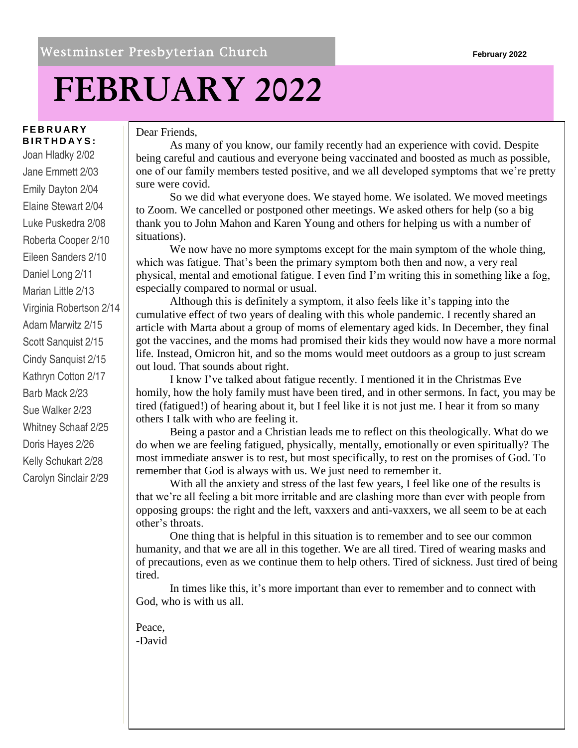Westminster Presbyterian Church

# FEBRUARY 2022

**FEBRUARY BIRTHDAYS:**

Joan Hladky 2/02
Jane Emmett 2/03
Emily Dayton 2/04
Elaine Stewart 2/04
Luke Puskedra 2/08
Roberta Cooper 2/10
Eileen Sanders 2/10
Daniel Long 2/11
Marian Little 2/13
Virginia Robertson 2/14
Adam Marwitz 2/15
Scott Sanquist 2/15
Cindy Sanquist 2/15
Kathryn Cotton 2/17
Barb Mack 2/23
Sue Walker 2/23
Whitney Schaaf 2/25
Doris Hayes 2/26
Kelly Schukart 2/28
Carolyn Sinclair 2/29

Dear Friends,

As many of you know, our family recently had an experience with covid. Despite being careful and cautious and everyone being vaccinated and boosted as much as possible, one of our family members tested positive, and we all developed symptoms that we're pretty sure were covid.

So we did what everyone does. We stayed home. We isolated. We moved meetings to Zoom. We cancelled or postponed other meetings. We asked others for help (so a big thank you to John Mahon and Karen Young and others for helping us with a number of situations).

We now have no more symptoms except for the main symptom of the whole thing, which was fatigue. That's been the primary symptom both then and now, a very real physical, mental and emotional fatigue. I even find I'm writing this in something like a fog, especially compared to normal or usual.

Although this is definitely a symptom, it also feels like it's tapping into the cumulative effect of two years of dealing with this whole pandemic. I recently shared an article with Marta about a group of moms of elementary aged kids. In December, they final got the vaccines, and the moms had promised their kids they would now have a more normal life. Instead, Omicron hit, and so the moms would meet outdoors as a group to just scream out loud. That sounds about right.

I know I've talked about fatigue recently. I mentioned it in the Christmas Eve homily, how the holy family must have been tired, and in other sermons. In fact, you may be tired (fatigued!) of hearing about it, but I feel like it is not just me. I hear it from so many others I talk with who are feeling it.

Being a pastor and a Christian leads me to reflect on this theologically. What do we do when we are feeling fatigued, physically, mentally, emotionally or even spiritually? The most immediate answer is to rest, but most specifically, to rest on the promises of God. To remember that God is always with us. We just need to remember it.

With all the anxiety and stress of the last few years, I feel like one of the results is that we're all feeling a bit more irritable and are clashing more than ever with people from opposing groups: the right and the left, vaxxers and anti-vaxxers, we all seem to be at each other's throats.

One thing that is helpful in this situation is to remember and to see our common humanity, and that we are all in this together. We are all tired. Tired of wearing masks and of precautions, even as we continue them to help others. Tired of sickness. Just tired of being tired.

In times like this, it's more important than ever to remember and to connect with God, who is with us all.

Peace,
-David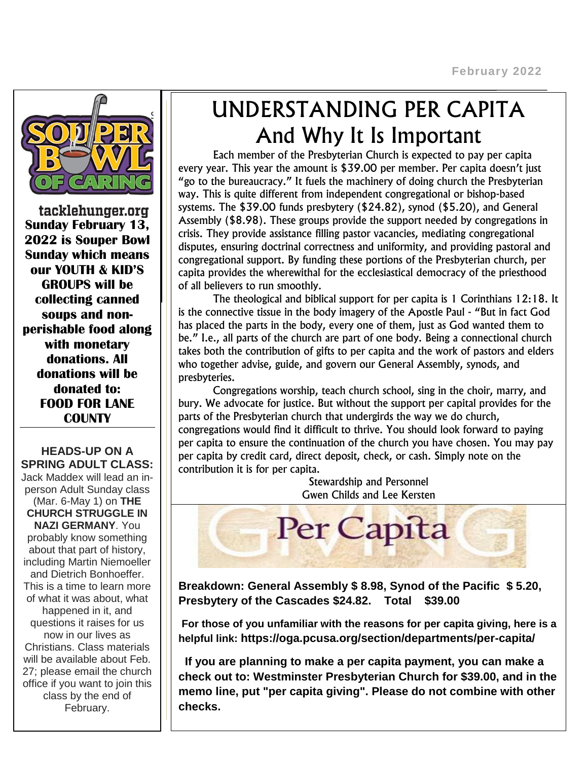**tacklehunger.org**

**Sunday February 13, 2022 is Souper Bowl Sunday which means our YOUTH & KID'S GROUPS will be collecting canned soups and non-perishable food along with monetary donations. All donations will be donated to: FOOD FOR LANE COUNTY**

**HEADS-UP ON A SPRING ADULT CLASS:**

Jack Maddex will lead an in-person Adult Sunday class (Mar. 6-May 1) on **THE CHURCH STRUGGLE IN NAZI GERMANY**. You probably know something about that part of history, including Martin Niemoeller and Dietrich Bonhoeffer. This is a time to learn more of what it was about, what happened in it, and questions it raises for us now in our lives as Christians. Class materials will be available about Feb. 27; please email the church office if you want to join this class by the end of February.

# UNDERSTANDING PER CAPITA
## And Why It Is Important

Each member of the Presbyterian Church is expected to pay per capita every year. This year the amount is $39.00 per member. Per capita doesn't just "go to the bureaucracy." It fuels the machinery of doing church the Presbyterian way. This is quite different from independent congregational or bishop-based systems. The $39.00 funds presbytery ($24.82), synod ($5.20), and General Assembly ($8.98). These groups provide the support needed by congregations in crisis. They provide assistance filling pastor vacancies, mediating congregational disputes, ensuring doctrinal correctness and uniformity, and providing pastoral and congregational support. By funding these portions of the Presbyterian church, per capita provides the wherewithal for the ecclesiastical democracy of the priesthood of all believers to run smoothly.

The theological and biblical support for per capita is 1 Corinthians 12:18. It is the connective tissue in the body imagery of the Apostle Paul - "But in fact God has placed the parts in the body, every one of them, just as God wanted them to be." I.e., all parts of the church are part of one body. Being a connectional church takes both the contribution of gifts to per capita and the work of pastors and elders who together advise, guide, and govern our General Assembly, synods, and presbyteries.

Congregations worship, teach church school, sing in the choir, marry, and bury. We advocate for justice. But without the support per capital provides for the parts of the Presbyterian church that undergirds the way we do church, congregations would find it difficult to thrive. You should look forward to paying per capita to ensure the continuation of the church you have chosen. You may pay per capita by credit card, direct deposit, check, or cash. Simply note on the contribution it is for per capita.

Stewardship and Personnel
Gwen Childs and Lee Kersten

**Breakdown: General Assembly $ 8.98, Synod of the Pacific $ 5.20, Presbytery of the Cascades $24.82. Total $39.00**

**For those of you unfamiliar with the reasons for per capita giving, here is a helpful link: https://oga.pcusa.org/section/departments/per-capita/**

**If you are planning to make a per capita payment, you can make a check out to: Westminster Presbyterian Church for $39.00, and in the memo line, put "per capita giving". Please do not combine with other checks.**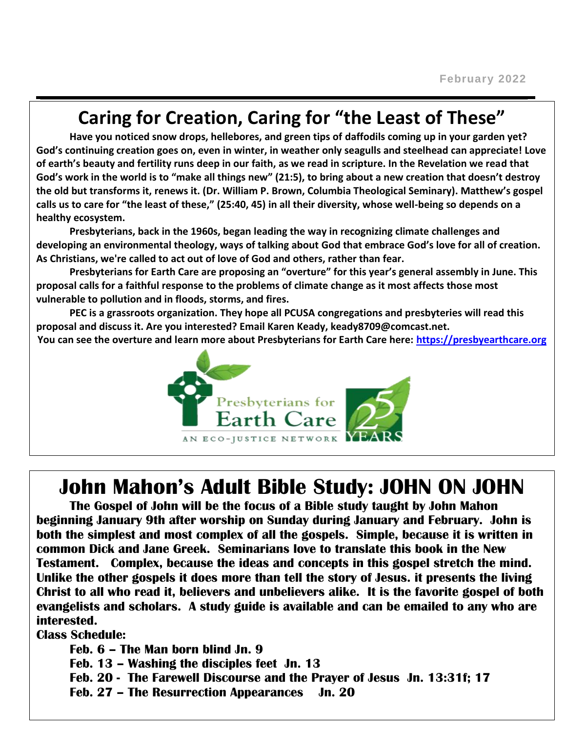# Caring for Creation, Caring for "the Least of These"

**Have you noticed snow drops, hellebores, and green tips of daffodils coming up in your garden yet? God's continuing creation goes on, even in winter, in weather only seagulls and steelhead can appreciate! Love of earth's beauty and fertility runs deep in our faith, as we read in scripture. In the Revelation we read that God's work in the world is to "make all things new" (21:5), to bring about a new creation that doesn't destroy the old but transforms it, renews it. (Dr. William P. Brown, Columbia Theological Seminary). Matthew's gospel calls us to care for "the least of these," (25:40, 45) in all their diversity, whose well-being so depends on a healthy ecosystem.**

**Presbyterians, back in the 1960s, began leading the way in recognizing climate challenges and developing an environmental theology, ways of talking about God that embrace God's love for all of creation. As Christians, we're called to act out of love of God and others, rather than fear.**

**Presbyterians for Earth Care are proposing an "overture" for this year's general assembly in June. This proposal calls for a faithful response to the problems of climate change as it most affects those most vulnerable to pollution and in floods, storms, and fires.**

**PEC is a grassroots organization. They hope all PCUSA congregations and presbyteries will read this proposal and discuss it. Are you interested? Email Karen Keady, keady8709@comcast.net.**

**You can see the overture and learn more about Presbyterians for Earth Care here: https://presbyearthcare.org**

Presbyterians for Earth Care
AN ECO-JUSTICE NETWORK
25 YEARS

# John Mahon's Adult Bible Study: JOHN ON JOHN

**The Gospel of John will be the focus of a Bible study taught by John Mahon beginning January 9th after worship on Sunday during January and February. John is both the simplest and most complex of all the gospels. Simple, because it is written in common Dick and Jane Greek. Seminarians love to translate this book in the New Testament. Complex, because the ideas and concepts in this gospel stretch the mind. Unlike the other gospels it does more than tell the story of Jesus. it presents the living Christ to all who read it, believers and unbelievers alike. It is the favorite gospel of both evangelists and scholars. A study guide is available and can be emailed to any who are interested.**

**Class Schedule:**

- **Feb. 6 – The Man born blind Jn. 9**
- **Feb. 13 – Washing the disciples feet Jn. 13**
- **Feb. 20 - The Farewell Discourse and the Prayer of Jesus Jn. 13:31f; 17**
- **Feb. 27 – The Resurrection Appearances Jn. 20**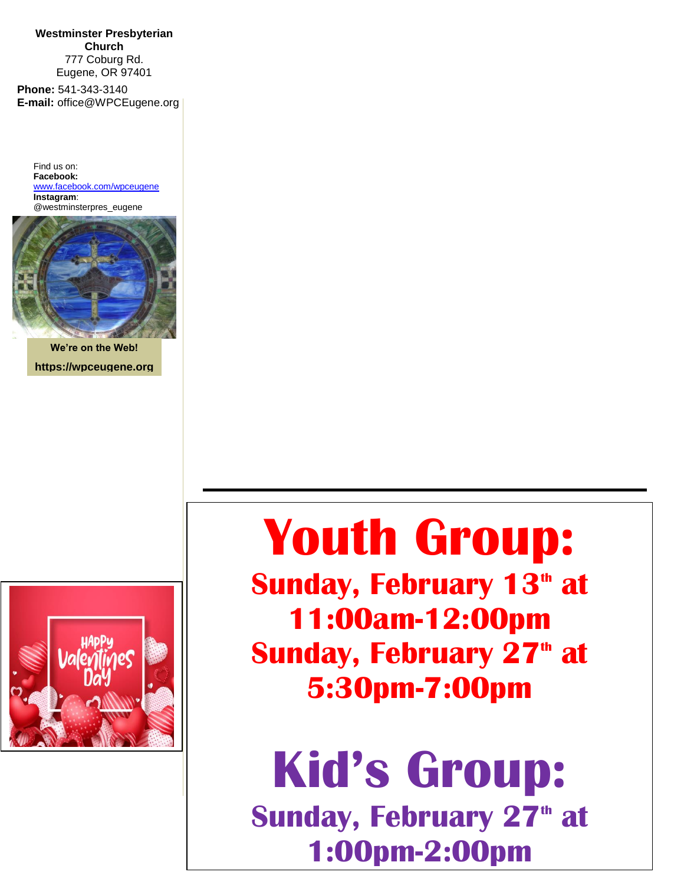**Westminster Presbyterian Church**
777 Coburg Rd.
Eugene, OR 97401

**Phone:** 541-343-3140
**E-mail:** office@WPCEugene.org

Find us on:
**Facebook:**
www.facebook.com/wpceugene
**Instagram**:
@westminsterpres_eugene

**We're on the Web!**
**https://wpceugene.org**

# Youth Group:

## Sunday, February 13th at 11:00am-12:00pm

## Sunday, February 27th at 5:30pm-7:00pm

# Kid's Group:

## Sunday, February 27th at 1:00pm-2:00pm